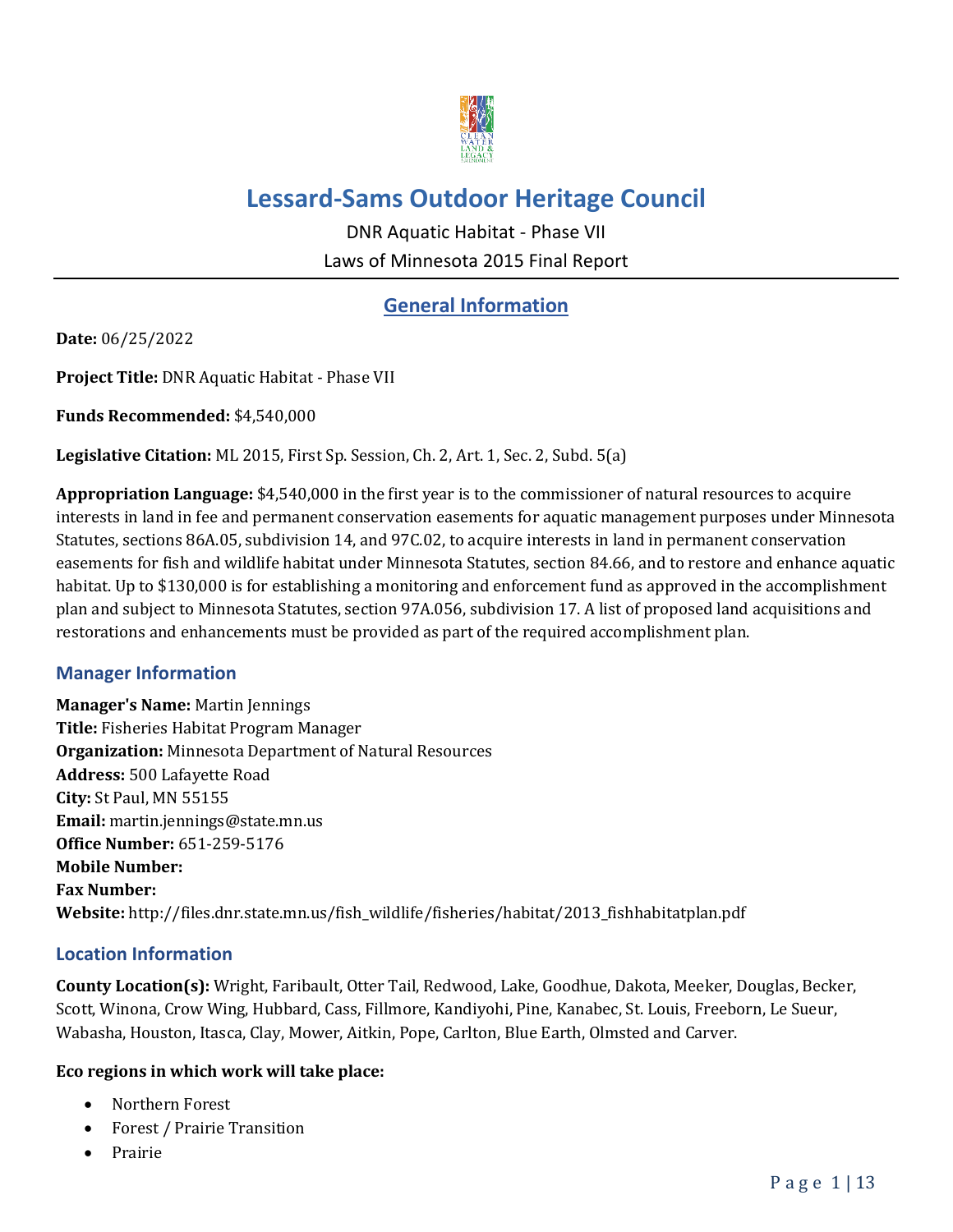# Lessard-Sams Outdoor Heritage Council

DNR Aquatic Habitat - Phase VII

Laws of Minnesota 2015 Final Report

## General Information

**Date:** 06/25/2022

**Project Title:** DNR Aquatic Habitat - Phase VII

**Funds Recommended:** $4,540,000

**Legislative Citation:** ML 2015, First Sp. Session, Ch. 2, Art. 1, Sec. 2, Subd. 5(a)

**Appropriation Language:** $4,540,000 in the first year is to the commissioner of natural resources to acquire interests in land in fee and permanent conservation easements for aquatic management purposes under Minnesota Statutes, sections 86A.05, subdivision 14, and 97C.02, to acquire interests in land in permanent conservation easements for fish and wildlife habitat under Minnesota Statutes, section 84.66, and to restore and enhance aquatic habitat. Up to $130,000 is for establishing a monitoring and enforcement fund as approved in the accomplishment plan and subject to Minnesota Statutes, section 97A.056, subdivision 17. A list of proposed land acquisitions and restorations and enhancements must be provided as part of the required accomplishment plan.

### Manager Information

**Manager's Name:** Martin Jennings
**Title:** Fisheries Habitat Program Manager
**Organization:** Minnesota Department of Natural Resources
**Address:** 500 Lafayette Road
**City:** St Paul, MN 55155
**Email:** martin.jennings@state.mn.us
**Office Number:** 651-259-5176
**Mobile Number:**
**Fax Number:**
**Website:** http://files.dnr.state.mn.us/fish_wildlife/fisheries/habitat/2013_fishhabitatplan.pdf

### Location Information

**County Location(s):** Wright, Faribault, Otter Tail, Redwood, Lake, Goodhue, Dakota, Meeker, Douglas, Becker, Scott, Winona, Crow Wing, Hubbard, Cass, Fillmore, Kandiyohi, Pine, Kanabec, St. Louis, Freeborn, Le Sueur, Wabasha, Houston, Itasca, Clay, Mower, Aitkin, Pope, Carlton, Blue Earth, Olmsted and Carver.

**Eco regions in which work will take place:**

- Northern Forest
- Forest / Prairie Transition
- Prairie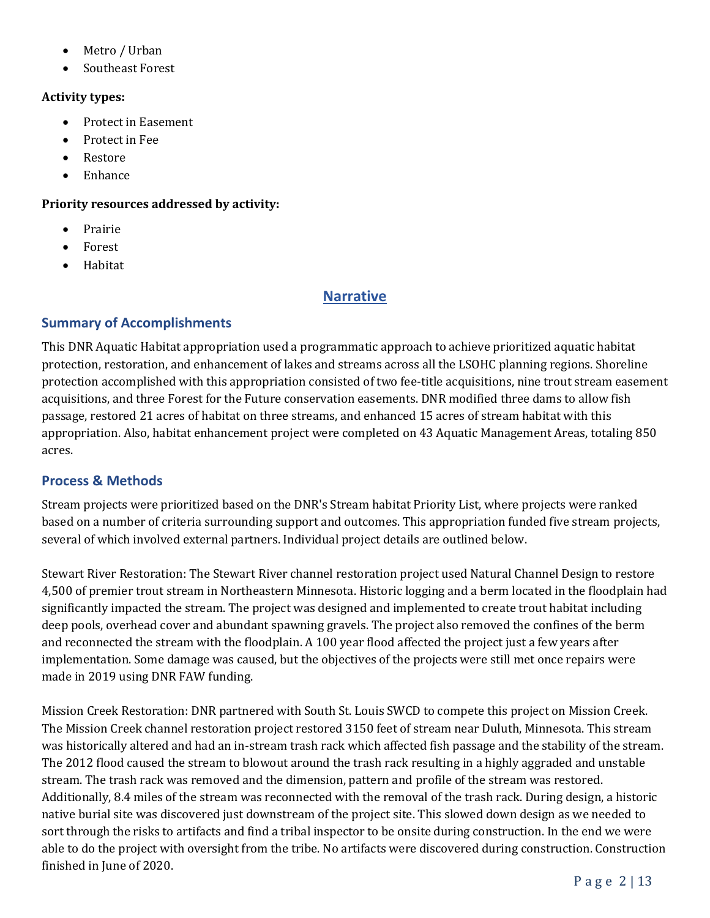- Metro / Urban
- Southeast Forest

**Activity types:**

- Protect in Easement
- Protect in Fee
- Restore
- Enhance

**Priority resources addressed by activity:**

- Prairie
- Forest
- Habitat

# Narrative

## Summary of Accomplishments

This DNR Aquatic Habitat appropriation used a programmatic approach to achieve prioritized aquatic habitat protection, restoration, and enhancement of lakes and streams across all the LSOHC planning regions. Shoreline protection accomplished with this appropriation consisted of two fee-title acquisitions, nine trout stream easement acquisitions, and three Forest for the Future conservation easements. DNR modified three dams to allow fish passage, restored 21 acres of habitat on three streams, and enhanced 15 acres of stream habitat with this appropriation. Also, habitat enhancement project were completed on 43 Aquatic Management Areas, totaling 850 acres.

## Process & Methods

Stream projects were prioritized based on the DNR's Stream habitat Priority List, where projects were ranked based on a number of criteria surrounding support and outcomes. This appropriation funded five stream projects, several of which involved external partners. Individual project details are outlined below.

Stewart River Restoration: The Stewart River channel restoration project used Natural Channel Design to restore 4,500 of premier trout stream in Northeastern Minnesota. Historic logging and a berm located in the floodplain had significantly impacted the stream. The project was designed and implemented to create trout habitat including deep pools, overhead cover and abundant spawning gravels. The project also removed the confines of the berm and reconnected the stream with the floodplain. A 100 year flood affected the project just a few years after implementation. Some damage was caused, but the objectives of the projects were still met once repairs were made in 2019 using DNR FAW funding.

Mission Creek Restoration: DNR partnered with South St. Louis SWCD to compete this project on Mission Creek. The Mission Creek channel restoration project restored 3150 feet of stream near Duluth, Minnesota. This stream was historically altered and had an in-stream trash rack which affected fish passage and the stability of the stream. The 2012 flood caused the stream to blowout around the trash rack resulting in a highly aggraded and unstable stream. The trash rack was removed and the dimension, pattern and profile of the stream was restored. Additionally, 8.4 miles of the stream was reconnected with the removal of the trash rack. During design, a historic native burial site was discovered just downstream of the project site. This slowed down design as we needed to sort through the risks to artifacts and find a tribal inspector to be onsite during construction. In the end we were able to do the project with oversight from the tribe. No artifacts were discovered during construction. Construction finished in June of 2020.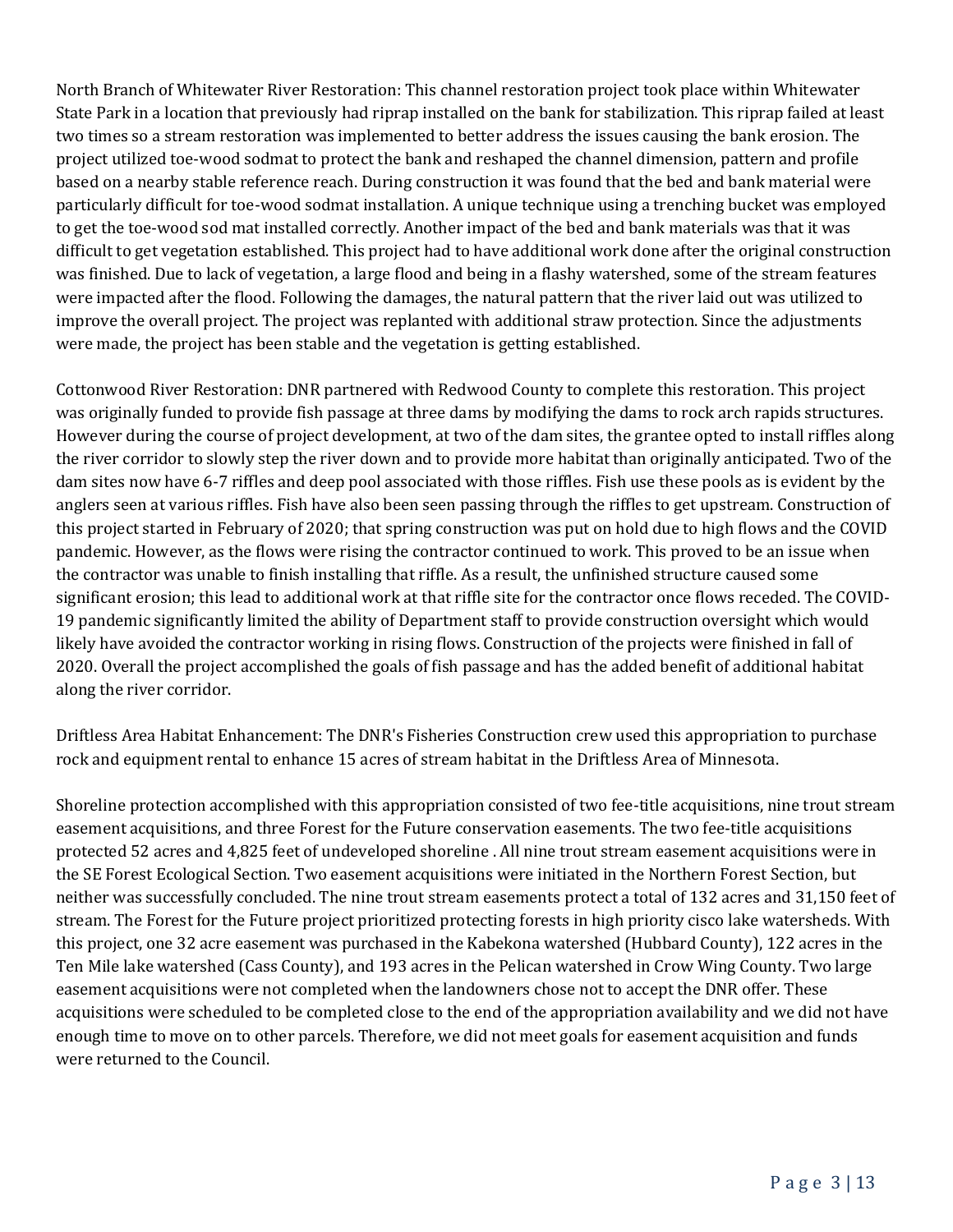North Branch of Whitewater River Restoration: This channel restoration project took place within Whitewater State Park in a location that previously had riprap installed on the bank for stabilization. This riprap failed at least two times so a stream restoration was implemented to better address the issues causing the bank erosion. The project utilized toe-wood sodmat to protect the bank and reshaped the channel dimension, pattern and profile based on a nearby stable reference reach. During construction it was found that the bed and bank material were particularly difficult for toe-wood sodmat installation. A unique technique using a trenching bucket was employed to get the toe-wood sod mat installed correctly. Another impact of the bed and bank materials was that it was difficult to get vegetation established. This project had to have additional work done after the original construction was finished. Due to lack of vegetation, a large flood and being in a flashy watershed, some of the stream features were impacted after the flood. Following the damages, the natural pattern that the river laid out was utilized to improve the overall project. The project was replanted with additional straw protection. Since the adjustments were made, the project has been stable and the vegetation is getting established.

Cottonwood River Restoration: DNR partnered with Redwood County to complete this restoration. This project was originally funded to provide fish passage at three dams by modifying the dams to rock arch rapids structures. However during the course of project development, at two of the dam sites, the grantee opted to install riffles along the river corridor to slowly step the river down and to provide more habitat than originally anticipated. Two of the dam sites now have 6-7 riffles and deep pool associated with those riffles. Fish use these pools as is evident by the anglers seen at various riffles. Fish have also been seen passing through the riffles to get upstream. Construction of this project started in February of 2020; that spring construction was put on hold due to high flows and the COVID pandemic. However, as the flows were rising the contractor continued to work. This proved to be an issue when the contractor was unable to finish installing that riffle. As a result, the unfinished structure caused some significant erosion; this lead to additional work at that riffle site for the contractor once flows receded. The COVID-19 pandemic significantly limited the ability of Department staff to provide construction oversight which would likely have avoided the contractor working in rising flows. Construction of the projects were finished in fall of 2020. Overall the project accomplished the goals of fish passage and has the added benefit of additional habitat along the river corridor.

Driftless Area Habitat Enhancement: The DNR's Fisheries Construction crew used this appropriation to purchase rock and equipment rental to enhance 15 acres of stream habitat in the Driftless Area of Minnesota.

Shoreline protection accomplished with this appropriation consisted of two fee-title acquisitions, nine trout stream easement acquisitions, and three Forest for the Future conservation easements. The two fee-title acquisitions protected 52 acres and 4,825 feet of undeveloped shoreline . All nine trout stream easement acquisitions were in the SE Forest Ecological Section. Two easement acquisitions were initiated in the Northern Forest Section, but neither was successfully concluded. The nine trout stream easements protect a total of 132 acres and 31,150 feet of stream. The Forest for the Future project prioritized protecting forests in high priority cisco lake watersheds. With this project, one 32 acre easement was purchased in the Kabekona watershed (Hubbard County), 122 acres in the Ten Mile lake watershed (Cass County), and 193 acres in the Pelican watershed in Crow Wing County. Two large easement acquisitions were not completed when the landowners chose not to accept the DNR offer. These acquisitions were scheduled to be completed close to the end of the appropriation availability and we did not have enough time to move on to other parcels. Therefore, we did not meet goals for easement acquisition and funds were returned to the Council.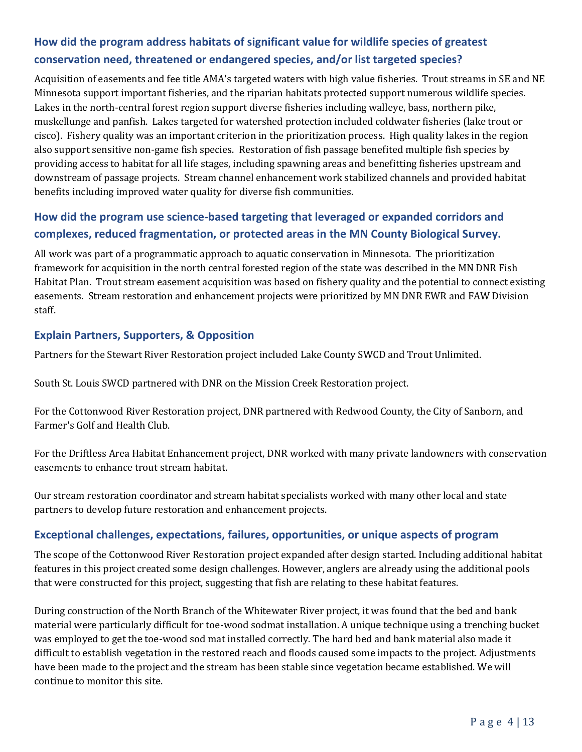## How did the program address habitats of significant value for wildlife species of greatest conservation need, threatened or endangered species, and/or list targeted species?

Acquisition of easements and fee title AMA's targeted waters with high value fisheries. Trout streams in SE and NE Minnesota support important fisheries, and the riparian habitats protected support numerous wildlife species. Lakes in the north-central forest region support diverse fisheries including walleye, bass, northern pike, muskellunge and panfish. Lakes targeted for watershed protection included coldwater fisheries (lake trout or cisco). Fishery quality was an important criterion in the prioritization process. High quality lakes in the region also support sensitive non-game fish species. Restoration of fish passage benefited multiple fish species by providing access to habitat for all life stages, including spawning areas and benefitting fisheries upstream and downstream of passage projects. Stream channel enhancement work stabilized channels and provided habitat benefits including improved water quality for diverse fish communities.

## How did the program use science-based targeting that leveraged or expanded corridors and complexes, reduced fragmentation, or protected areas in the MN County Biological Survey.

All work was part of a programmatic approach to aquatic conservation in Minnesota. The prioritization framework for acquisition in the north central forested region of the state was described in the MN DNR Fish Habitat Plan. Trout stream easement acquisition was based on fishery quality and the potential to connect existing easements. Stream restoration and enhancement projects were prioritized by MN DNR EWR and FAW Division staff.

## Explain Partners, Supporters, & Opposition

Partners for the Stewart River Restoration project included Lake County SWCD and Trout Unlimited.

South St. Louis SWCD partnered with DNR on the Mission Creek Restoration project.

For the Cottonwood River Restoration project, DNR partnered with Redwood County, the City of Sanborn, and Farmer's Golf and Health Club.

For the Driftless Area Habitat Enhancement project, DNR worked with many private landowners with conservation easements to enhance trout stream habitat.

Our stream restoration coordinator and stream habitat specialists worked with many other local and state partners to develop future restoration and enhancement projects.

## Exceptional challenges, expectations, failures, opportunities, or unique aspects of program

The scope of the Cottonwood River Restoration project expanded after design started. Including additional habitat features in this project created some design challenges. However, anglers are already using the additional pools that were constructed for this project, suggesting that fish are relating to these habitat features.

During construction of the North Branch of the Whitewater River project, it was found that the bed and bank material were particularly difficult for toe-wood sodmat installation. A unique technique using a trenching bucket was employed to get the toe-wood sod mat installed correctly. The hard bed and bank material also made it difficult to establish vegetation in the restored reach and floods caused some impacts to the project. Adjustments have been made to the project and the stream has been stable since vegetation became established. We will continue to monitor this site.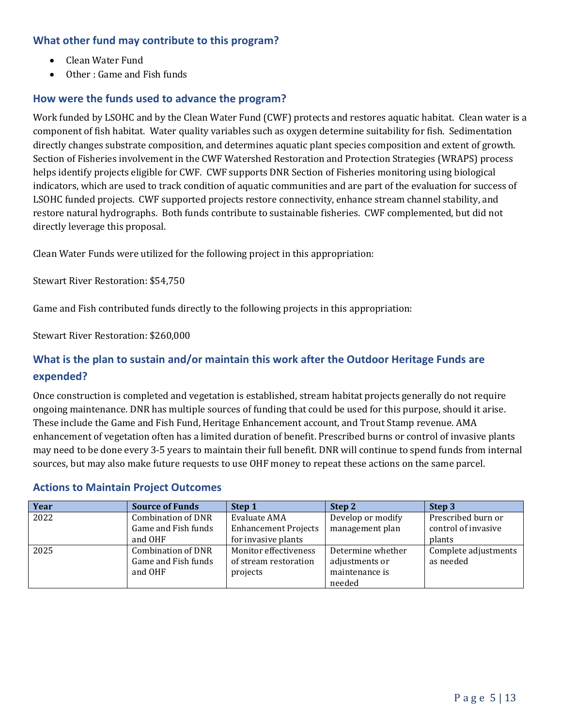### What other fund may contribute to this program?

- Clean Water Fund
- Other : Game and Fish funds

### How were the funds used to advance the program?

Work funded by LSOHC and by the Clean Water Fund (CWF) protects and restores aquatic habitat. Clean water is a component of fish habitat. Water quality variables such as oxygen determine suitability for fish. Sedimentation directly changes substrate composition, and determines aquatic plant species composition and extent of growth. Section of Fisheries involvement in the CWF Watershed Restoration and Protection Strategies (WRAPS) process helps identify projects eligible for CWF. CWF supports DNR Section of Fisheries monitoring using biological indicators, which are used to track condition of aquatic communities and are part of the evaluation for success of LSOHC funded projects. CWF supported projects restore connectivity, enhance stream channel stability, and restore natural hydrographs. Both funds contribute to sustainable fisheries. CWF complemented, but did not directly leverage this proposal.

Clean Water Funds were utilized for the following project in this appropriation:

Stewart River Restoration: $54,750

Game and Fish contributed funds directly to the following projects in this appropriation:

Stewart River Restoration: $260,000

### What is the plan to sustain and/or maintain this work after the Outdoor Heritage Funds are expended?

Once construction is completed and vegetation is established, stream habitat projects generally do not require ongoing maintenance. DNR has multiple sources of funding that could be used for this purpose, should it arise. These include the Game and Fish Fund, Heritage Enhancement account, and Trout Stamp revenue. AMA enhancement of vegetation often has a limited duration of benefit. Prescribed burns or control of invasive plants may need to be done every 3-5 years to maintain their full benefit. DNR will continue to spend funds from internal sources, but may also make future requests to use OHF money to repeat these actions on the same parcel.

### Actions to Maintain Project Outcomes

| Year | Source of Funds | Step 1 | Step 2 | Step 3 |
|---|---|---|---|---|
| 2022 | Combination of DNR Game and Fish funds and OHF | Evaluate AMA Enhancement Projects for invasive plants | Develop or modify management plan | Prescribed burn or control of invasive plants |
| 2025 | Combination of DNR Game and Fish funds and OHF | Monitor effectiveness of stream restoration projects | Determine whether adjustments or maintenance is needed | Complete adjustments as needed |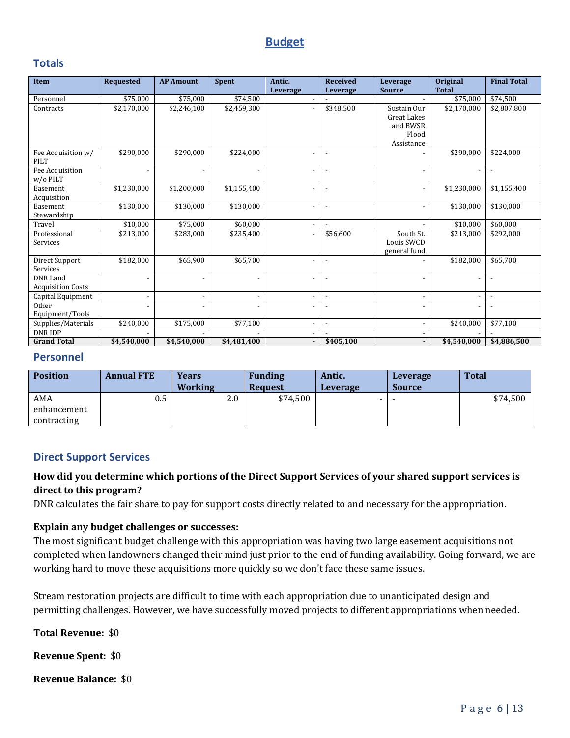## Budget

### Totals

| Item | Requested | AP Amount | Spent | Antic. Leverage | Received Leverage | Leverage Source | Original Total | Final Total |
|---|---|---|---|---|---|---|---|---|
| Personnel | $75,000 | $75,000 | $74,500 | - | - | - | $75,000 | $74,500 |
| Contracts | $2,170,000 | $2,246,100 | $2,459,300 | - | $348,500 | Sustain Our Great Lakes and BWSR Flood Assistance | $2,170,000 | $2,807,800 |
| Fee Acquisition w/ PILT | $290,000 | $290,000 | $224,000 | - | - | - | $290,000 | $224,000 |
| Fee Acquisition w/o PILT | - | - | - | - | - | - | - | - |
| Easement Acquisition | $1,230,000 | $1,200,000 | $1,155,400 | - | - | - | $1,230,000 | $1,155,400 |
| Easement Stewardship | $130,000 | $130,000 | $130,000 | - | - | - | $130,000 | $130,000 |
| Travel | $10,000 | $75,000 | $60,000 | - | - | - | $10,000 | $60,000 |
| Professional Services | $213,000 | $283,000 | $235,400 | - | $56,600 | South St. Louis SWCD general fund | $213,000 | $292,000 |
| Direct Support Services | $182,000 | $65,900 | $65,700 | - | - | - | $182,000 | $65,700 |
| DNR Land Acquisition Costs | - | - | - | - | - | - | - | - |
| Capital Equipment | - | - | - | - | - | - | - | - |
| Other Equipment/Tools | - | - | - | - | - | - | - | - |
| Supplies/Materials | $240,000 | $175,000 | $77,100 | - | - | - | $240,000 | $77,100 |
| DNR IDP | - | - | - | - | - | - | - | - |
| **Grand Total** | **$4,540,000** | **$4,540,000** | **$4,481,400** | **-** | **$405,100** | **-** | **$4,540,000** | **$4,886,500** |

### Personnel

| Position | Annual FTE | Years Working | Funding Request | Antic. Leverage | Leverage Source | Total |
|---|---|---|---|---|---|---|
| AMA enhancement contracting | 0.5 | 2.0 | $74,500 | - | - | $74,500 |

### Direct Support Services

**How did you determine which portions of the Direct Support Services of your shared support services is direct to this program?**

DNR calculates the fair share to pay for support costs directly related to and necessary for the appropriation.

**Explain any budget challenges or successes:**

The most significant budget challenge with this appropriation was having two large easement acquisitions not completed when landowners changed their mind just prior to the end of funding availability. Going forward, we are working hard to move these acquisitions more quickly so we don't face these same issues.

Stream restoration projects are difficult to time with each appropriation due to unanticipated design and permitting challenges. However, we have successfully moved projects to different appropriations when needed.

**Total Revenue:** $0

**Revenue Spent:** $0

**Revenue Balance:** $0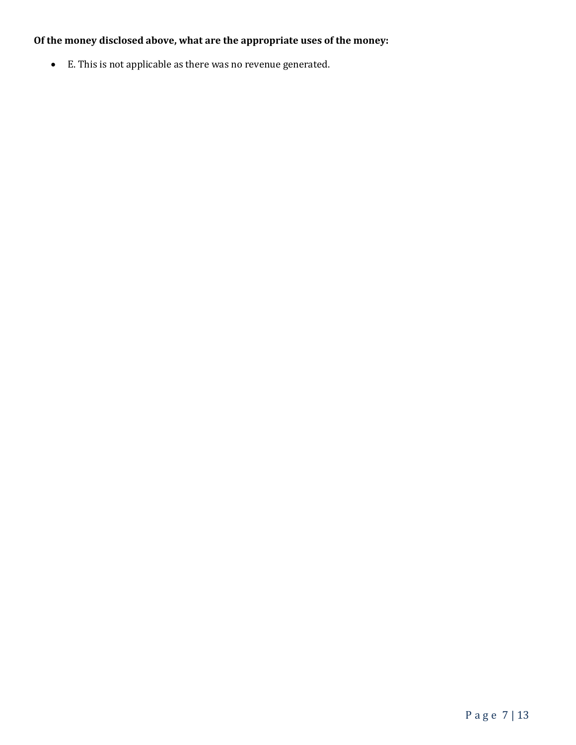**Of the money disclosed above, what are the appropriate uses of the money:**

- E. This is not applicable as there was no revenue generated.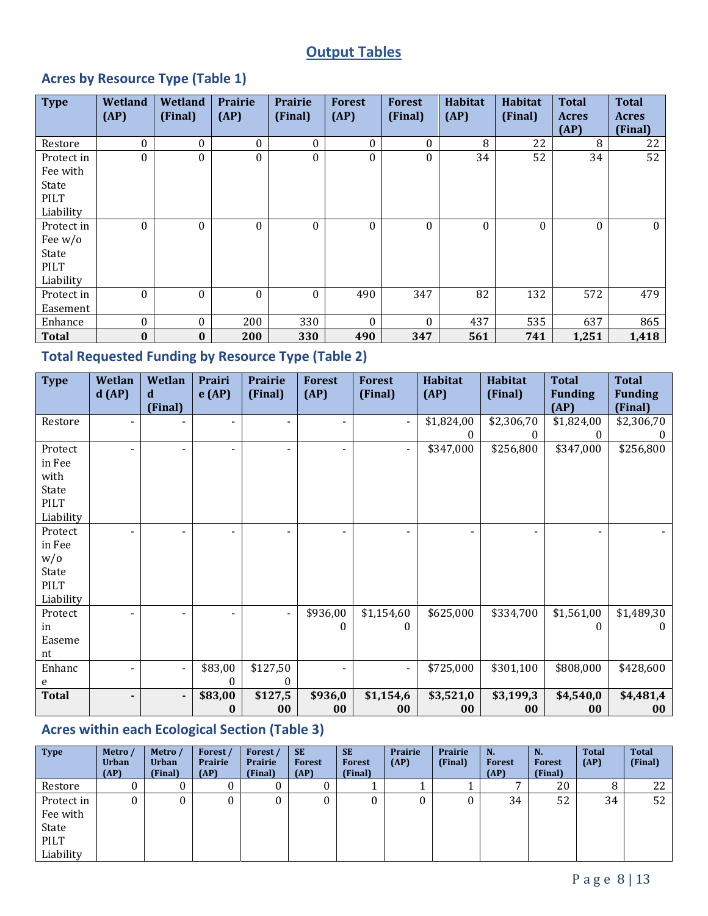## Output Tables

### Acres by Resource Type (Table 1)

| Type | Wetland (AP) | Wetland (Final) | Prairie (AP) | Prairie (Final) | Forest (AP) | Forest (Final) | Habitat (AP) | Habitat (Final) | Total Acres (AP) | Total Acres (Final) |
|---|---|---|---|---|---|---|---|---|---|---|
| Restore | 0 | 0 | 0 | 0 | 0 | 0 | 8 | 22 | 8 | 22 |
| Protect in Fee with State PILT Liability | 0 | 0 | 0 | 0 | 0 | 0 | 34 | 52 | 34 | 52 |
| Protect in Fee w/o State PILT Liability | 0 | 0 | 0 | 0 | 0 | 0 | 0 | 0 | 0 | 0 |
| Protect in Easement | 0 | 0 | 0 | 0 | 490 | 347 | 82 | 132 | 572 | 479 |
| Enhance | 0 | 0 | 200 | 330 | 0 | 0 | 437 | 535 | 637 | 865 |
| **Total** | **0** | **0** | **200** | **330** | **490** | **347** | **561** | **741** | **1,251** | **1,418** |

### Total Requested Funding by Resource Type (Table 2)

| Type | Wetland (AP) | Wetland (Final) | Prairie (AP) | Prairie (Final) | Forest (AP) | Forest (Final) | Habitat (AP) | Habitat (Final) | Total Funding (AP) | Total Funding (Final) |
|---|---|---|---|---|---|---|---|---|---|---|
| Restore | - | - | - | - | - | - | $1,824,000 | $2,306,700 | $1,824,000 | $2,306,700 |
| Protect in Fee with State PILT Liability | - | - | - | - | - | - | $347,000 | $256,800 | $347,000 | $256,800 |
| Protect in Fee w/o State PILT Liability | - | - | - | - | - | - | - | - | - | - |
| Protect in Easement | - | - | - | - | $936,000 | $1,154,600 | $625,000 | $334,700 | $1,561,000 | $1,489,300 |
| Enhance | - | - | $83,000 | $127,500 | - | - | $725,000 | $301,100 | $808,000 | $428,600 |
| **Total** | **-** | **-** | **$83,000** | **$127,500** | **$936,000** | **$1,154,600** | **$3,521,000** | **$3,199,300** | **$4,540,000** | **$4,481,400** |

### Acres within each Ecological Section (Table 3)

| Type | Metro / Urban (AP) | Metro / Urban (Final) | Forest / Prairie (AP) | Forest / Prairie (Final) | SE Forest (AP) | SE Forest (Final) | Prairie (AP) | Prairie (Final) | N. Forest (AP) | N. Forest (Final) | Total (AP) | Total (Final) |
|---|---|---|---|---|---|---|---|---|---|---|---|---|
| Restore | 0 | 0 | 0 | 0 | 0 | 1 | 1 | 1 | 7 | 20 | 8 | 22 |
| Protect in Fee with State PILT Liability | 0 | 0 | 0 | 0 | 0 | 0 | 0 | 0 | 34 | 52 | 34 | 52 |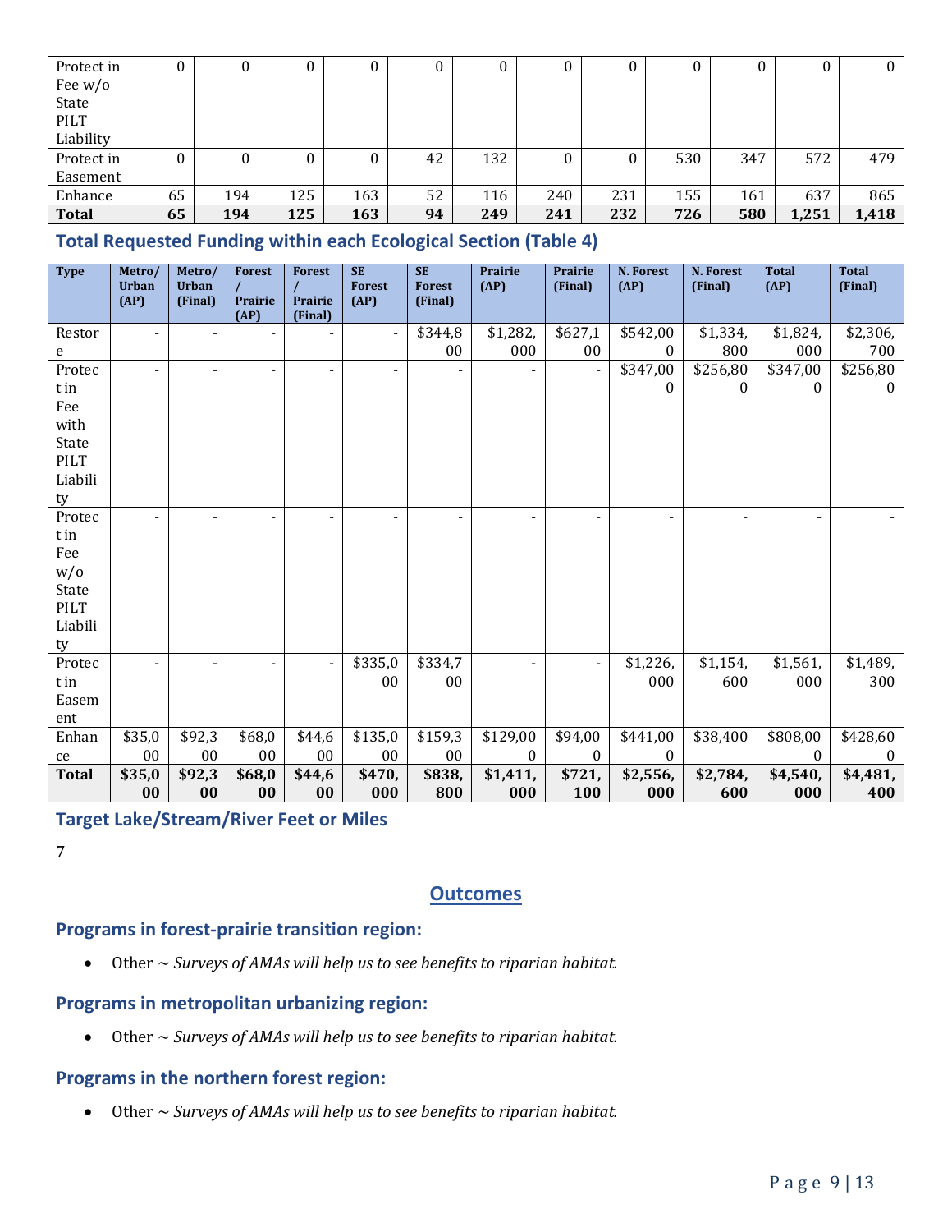| Protect in Fee w/o State PILT Liability | 0 | 0 | 0 | 0 | 0 | 0 | 0 | 0 | 0 | 0 | 0 | 0 |
|---|---|---|---|---|---|---|---|---|---|---|---|---|
| Protect in Easement | 0 | 0 | 0 | 0 | 42 | 132 | 0 | 0 | 530 | 347 | 572 | 479 |
| Enhance | 65 | 194 | 125 | 163 | 52 | 116 | 240 | 231 | 155 | 161 | 637 | 865 |
| **Total** | **65** | **194** | **125** | **163** | **94** | **249** | **241** | **232** | **726** | **580** | **1,251** | **1,418** |

### Total Requested Funding within each Ecological Section (Table 4)

| Type | Metro/ Urban (AP) | Metro/ Urban (Final) | Forest / Prairie (AP) | Forest / Prairie (Final) | SE Forest (AP) | SE Forest (Final) | Prairie (AP) | Prairie (Final) | N. Forest (AP) | N. Forest (Final) | Total (AP) | Total (Final) |
|---|---|---|---|---|---|---|---|---|---|---|---|---|
| Restore | - | - | - | - | - | $344,800 | $1,282,000 | $627,100 | $542,000 | $1,334,800 | $1,824,000 | $2,306,700 |
| Protect in Fee with State PILT Liability | - | - | - | - | - | - | - | - | $347,000 | $256,800 | $347,000 | $256,800 |
| Protect in Fee w/o State PILT Liability | - | - | - | - | - | - | - | - | - | - | - | - |
| Protect in Easement | - | - | - | - | $335,000 | $334,700 | - | - | $1,226,000 | $1,154,600 | $1,561,000 | $1,489,300 |
| Enhance | $35,000 | $92,300 | $68,000 | $44,600 | $135,000 | $159,300 | $129,000 | $94,000 | $441,000 | $38,400 | $808,000 | $428,600 |
| **Total** | **$35,000** | **$92,300** | **$68,000** | **$44,600** | **$470,000** | **$838,800** | **$1,411,000** | **$721,100** | **$2,556,000** | **$2,784,600** | **$4,540,000** | **$4,481,400** |

### Target Lake/Stream/River Feet or Miles

7

## Outcomes

### Programs in forest-prairie transition region:

- Other ~ *Surveys of AMAs will help us to see benefits to riparian habitat.*

### Programs in metropolitan urbanizing region:

- Other ~ *Surveys of AMAs will help us to see benefits to riparian habitat.*

### Programs in the northern forest region:

- Other ~ *Surveys of AMAs will help us to see benefits to riparian habitat.*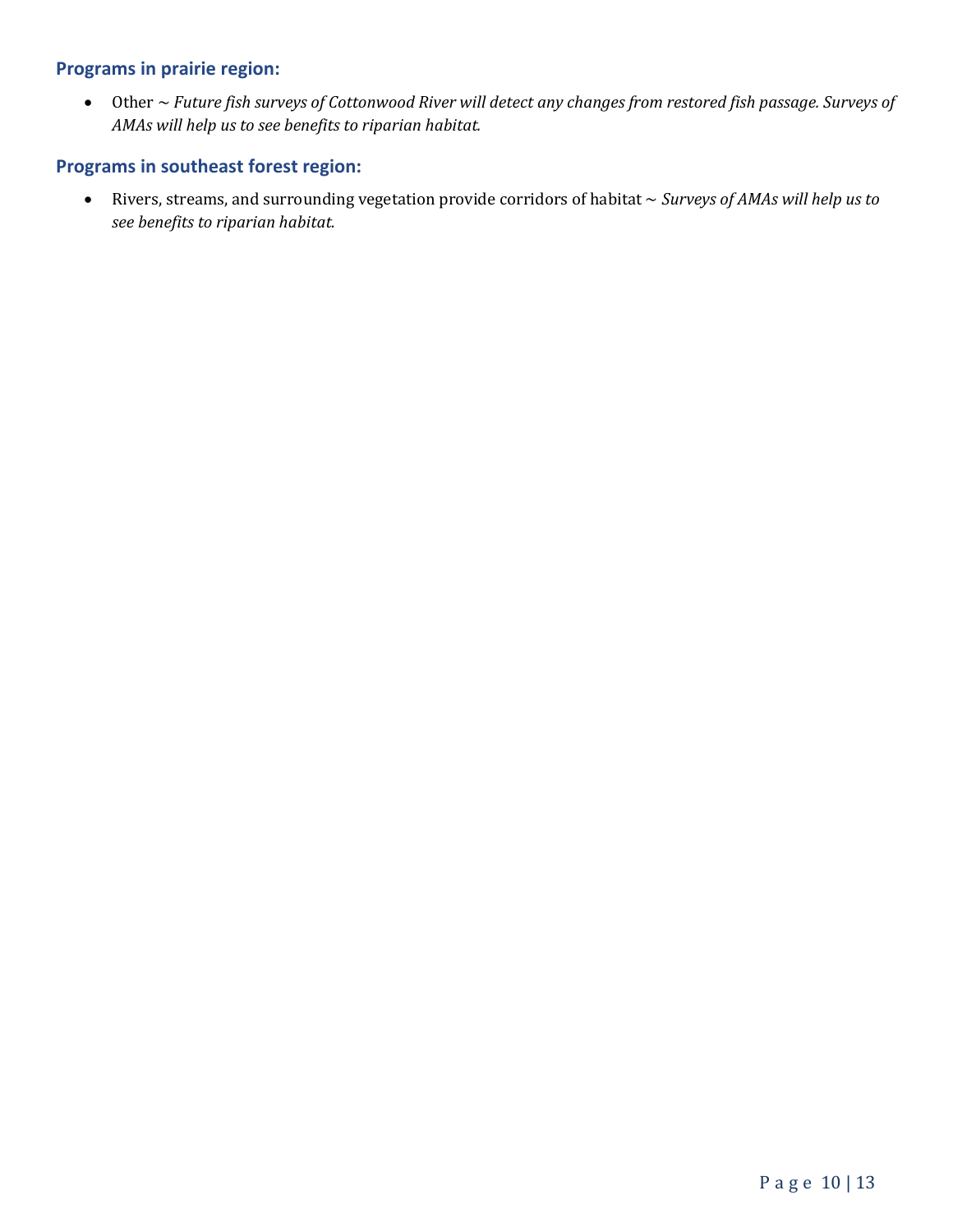### Programs in prairie region:

- Other ~ *Future fish surveys of Cottonwood River will detect any changes from restored fish passage. Surveys of AMAs will help us to see benefits to riparian habitat.*

### Programs in southeast forest region:

- Rivers, streams, and surrounding vegetation provide corridors of habitat ~ *Surveys of AMAs will help us to see benefits to riparian habitat.*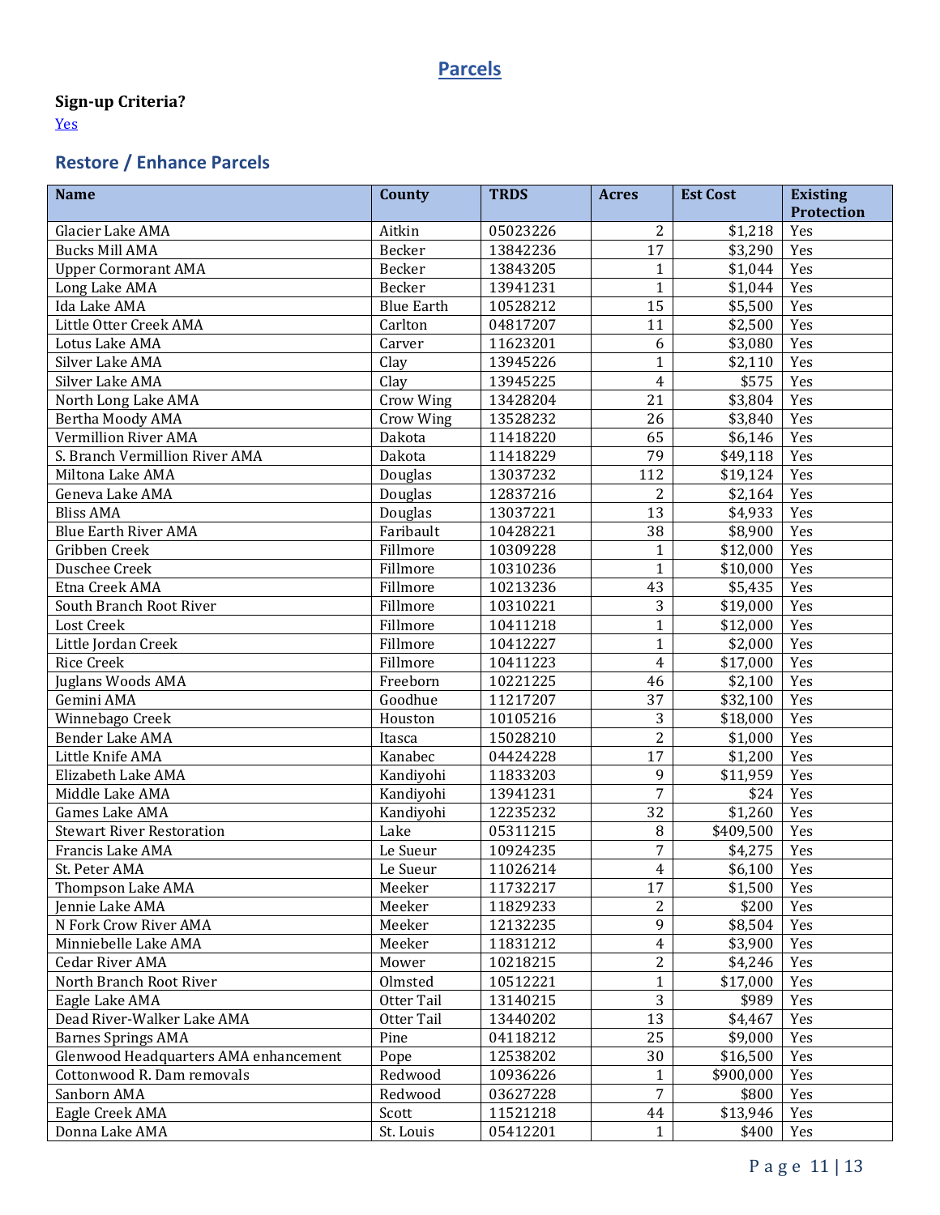## Parcels

**Sign-up Criteria?**

Yes

### Restore / Enhance Parcels

| Name | County | TRDS | Acres | Est Cost | Existing Protection |
|---|---|---|---|---|---|
| Glacier Lake AMA | Aitkin | 05023226 | 2 | $1,218 | Yes |
| Bucks Mill AMA | Becker | 13842236 | 17 | $3,290 | Yes |
| Upper Cormorant AMA | Becker | 13843205 | 1 | $1,044 | Yes |
| Long Lake AMA | Becker | 13941231 | 1 | $1,044 | Yes |
| Ida Lake AMA | Blue Earth | 10528212 | 15 | $5,500 | Yes |
| Little Otter Creek AMA | Carlton | 04817207 | 11 | $2,500 | Yes |
| Lotus Lake AMA | Carver | 11623201 | 6 | $3,080 | Yes |
| Silver Lake AMA | Clay | 13945226 | 1 | $2,110 | Yes |
| Silver Lake AMA | Clay | 13945225 | 4 | $575 | Yes |
| North Long Lake AMA | Crow Wing | 13428204 | 21 | $3,804 | Yes |
| Bertha Moody AMA | Crow Wing | 13528232 | 26 | $3,840 | Yes |
| Vermillion River AMA | Dakota | 11418220 | 65 | $6,146 | Yes |
| S. Branch Vermillion River AMA | Dakota | 11418229 | 79 | $49,118 | Yes |
| Miltona Lake AMA | Douglas | 13037232 | 112 | $19,124 | Yes |
| Geneva Lake AMA | Douglas | 12837216 | 2 | $2,164 | Yes |
| Bliss AMA | Douglas | 13037221 | 13 | $4,933 | Yes |
| Blue Earth River AMA | Faribault | 10428221 | 38 | $8,900 | Yes |
| Gribben Creek | Fillmore | 10309228 | 1 | $12,000 | Yes |
| Duschee Creek | Fillmore | 10310236 | 1 | $10,000 | Yes |
| Etna Creek AMA | Fillmore | 10213236 | 43 | $5,435 | Yes |
| South Branch Root River | Fillmore | 10310221 | 3 | $19,000 | Yes |
| Lost Creek | Fillmore | 10411218 | 1 | $12,000 | Yes |
| Little Jordan Creek | Fillmore | 10412227 | 1 | $2,000 | Yes |
| Rice Creek | Fillmore | 10411223 | 4 | $17,000 | Yes |
| Juglans Woods AMA | Freeborn | 10221225 | 46 | $2,100 | Yes |
| Gemini AMA | Goodhue | 11217207 | 37 | $32,100 | Yes |
| Winnebago Creek | Houston | 10105216 | 3 | $18,000 | Yes |
| Bender Lake AMA | Itasca | 15028210 | 2 | $1,000 | Yes |
| Little Knife AMA | Kanabec | 04424228 | 17 | $1,200 | Yes |
| Elizabeth Lake AMA | Kandiyohi | 11833203 | 9 | $11,959 | Yes |
| Middle Lake AMA | Kandiyohi | 13941231 | 7 | $24 | Yes |
| Games Lake AMA | Kandiyohi | 12235232 | 32 | $1,260 | Yes |
| Stewart River Restoration | Lake | 05311215 | 8 | $409,500 | Yes |
| Francis Lake AMA | Le Sueur | 10924235 | 7 | $4,275 | Yes |
| St. Peter AMA | Le Sueur | 11026214 | 4 | $6,100 | Yes |
| Thompson Lake AMA | Meeker | 11732217 | 17 | $1,500 | Yes |
| Jennie Lake AMA | Meeker | 11829233 | 2 | $200 | Yes |
| N Fork Crow River AMA | Meeker | 12132235 | 9 | $8,504 | Yes |
| Minniebelle Lake AMA | Meeker | 11831212 | 4 | $3,900 | Yes |
| Cedar River AMA | Mower | 10218215 | 2 | $4,246 | Yes |
| North Branch Root River | Olmsted | 10512221 | 1 | $17,000 | Yes |
| Eagle Lake AMA | Otter Tail | 13140215 | 3 | $989 | Yes |
| Dead River-Walker Lake AMA | Otter Tail | 13440202 | 13 | $4,467 | Yes |
| Barnes Springs AMA | Pine | 04118212 | 25 | $9,000 | Yes |
| Glenwood Headquarters AMA enhancement | Pope | 12538202 | 30 | $16,500 | Yes |
| Cottonwood R. Dam removals | Redwood | 10936226 | 1 | $900,000 | Yes |
| Sanborn AMA | Redwood | 03627228 | 7 | $800 | Yes |
| Eagle Creek AMA | Scott | 11521218 | 44 | $13,946 | Yes |
| Donna Lake AMA | St. Louis | 05412201 | 1 | $400 | Yes |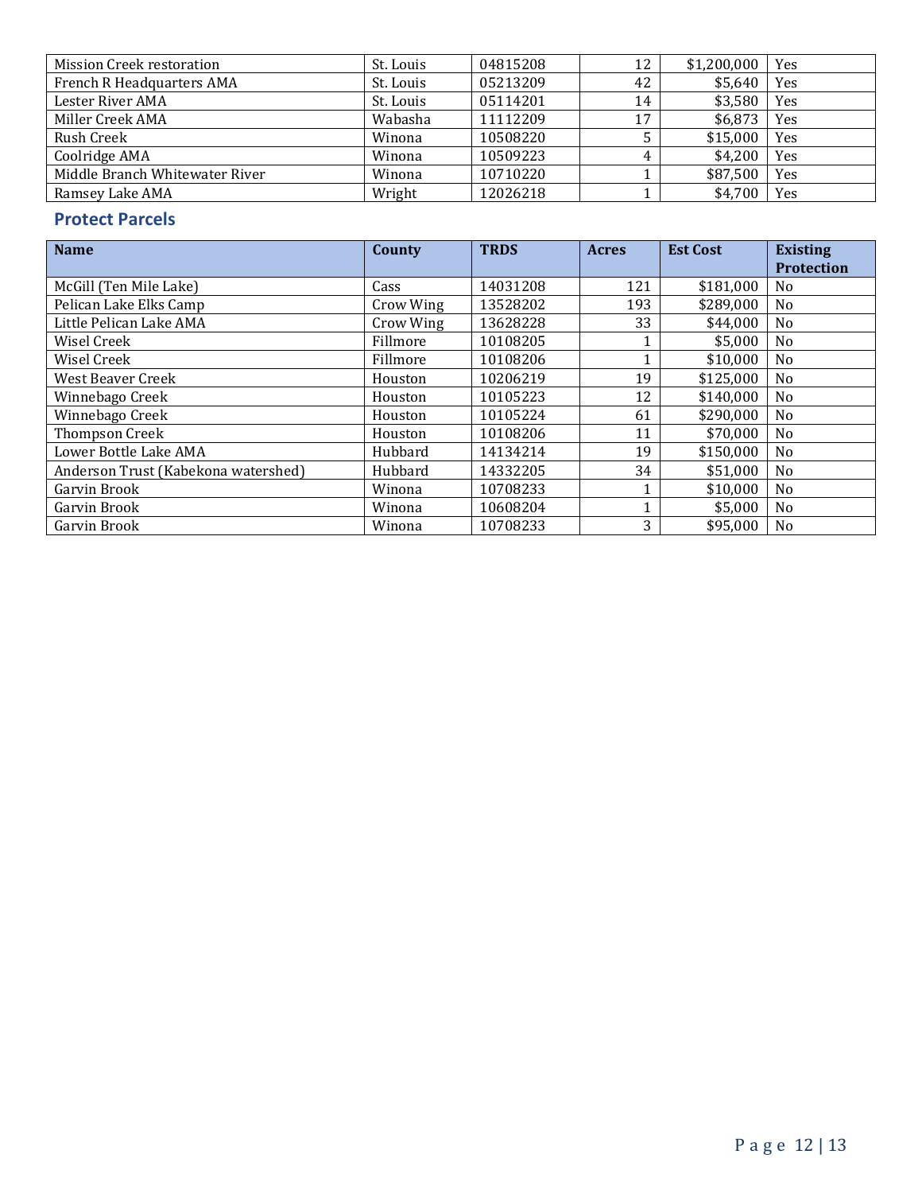| Mission Creek restoration | St. Louis | 04815208 | 12 | $1,200,000 | Yes |
|---|---|---|---|---|---|
| French R Headquarters AMA | St. Louis | 05213209 | 42 | $5,640 | Yes |
| Lester River AMA | St. Louis | 05114201 | 14 | $3,580 | Yes |
| Miller Creek AMA | Wabasha | 11112209 | 17 | $6,873 | Yes |
| Rush Creek | Winona | 10508220 | 5 | $15,000 | Yes |
| Coolridge AMA | Winona | 10509223 | 4 | $4,200 | Yes |
| Middle Branch Whitewater River | Winona | 10710220 | 1 | $87,500 | Yes |
| Ramsey Lake AMA | Wright | 12026218 | 1 | $4,700 | Yes |

## Protect Parcels

| Name | County | TRDS | Acres | Est Cost | Existing Protection |
|---|---|---|---|---|---|
| McGill (Ten Mile Lake) | Cass | 14031208 | 121 | $181,000 | No |
| Pelican Lake Elks Camp | Crow Wing | 13528202 | 193 | $289,000 | No |
| Little Pelican Lake AMA | Crow Wing | 13628228 | 33 | $44,000 | No |
| Wisel Creek | Fillmore | 10108205 | 1 | $5,000 | No |
| Wisel Creek | Fillmore | 10108206 | 1 | $10,000 | No |
| West Beaver Creek | Houston | 10206219 | 19 | $125,000 | No |
| Winnebago Creek | Houston | 10105223 | 12 | $140,000 | No |
| Winnebago Creek | Houston | 10105224 | 61 | $290,000 | No |
| Thompson Creek | Houston | 10108206 | 11 | $70,000 | No |
| Lower Bottle Lake AMA | Hubbard | 14134214 | 19 | $150,000 | No |
| Anderson Trust (Kabekona watershed) | Hubbard | 14332205 | 34 | $51,000 | No |
| Garvin Brook | Winona | 10708233 | 1 | $10,000 | No |
| Garvin Brook | Winona | 10608204 | 1 | $5,000 | No |
| Garvin Brook | Winona | 10708233 | 3 | $95,000 | No |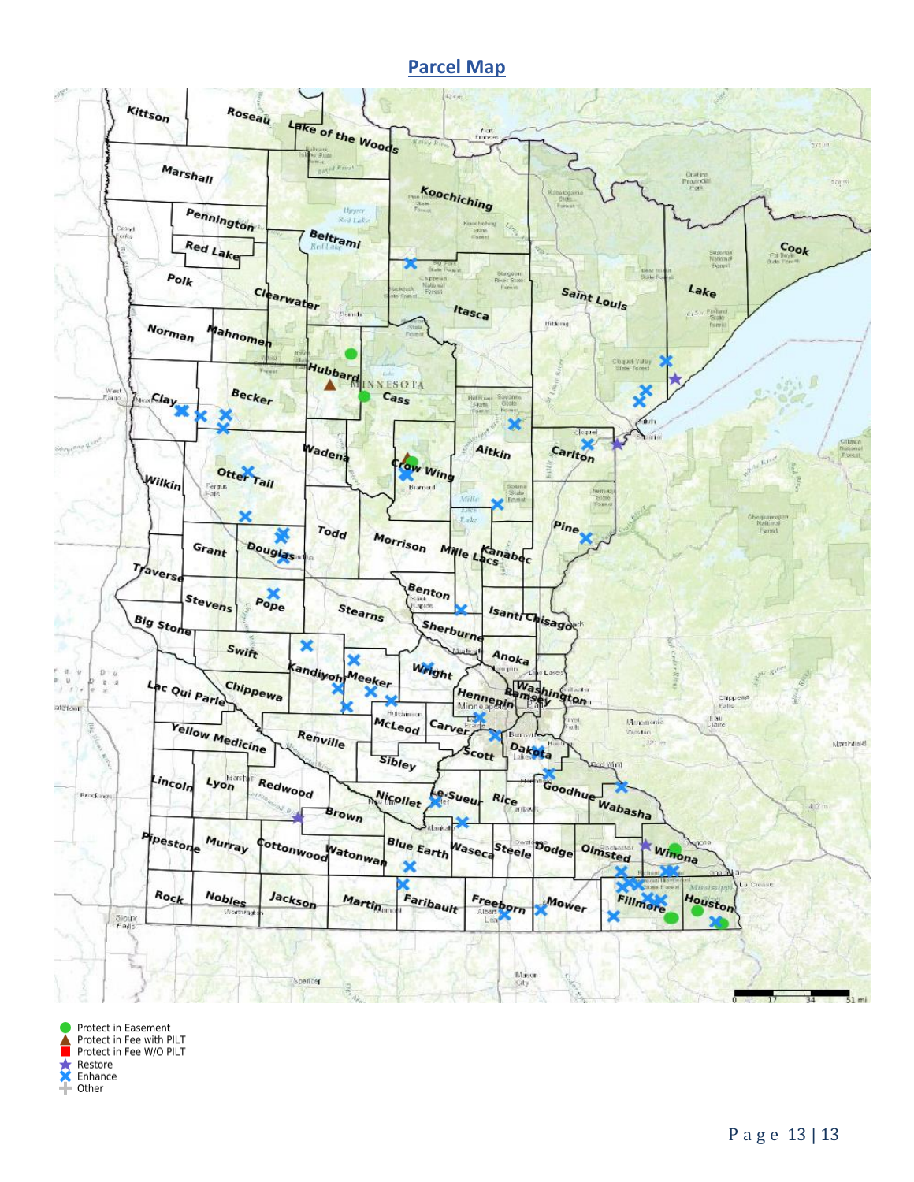## Parcel Map

Protect in Easement
Protect in Fee with PILT
Protect in Fee W/O PILT
Restore
Enhance
Other